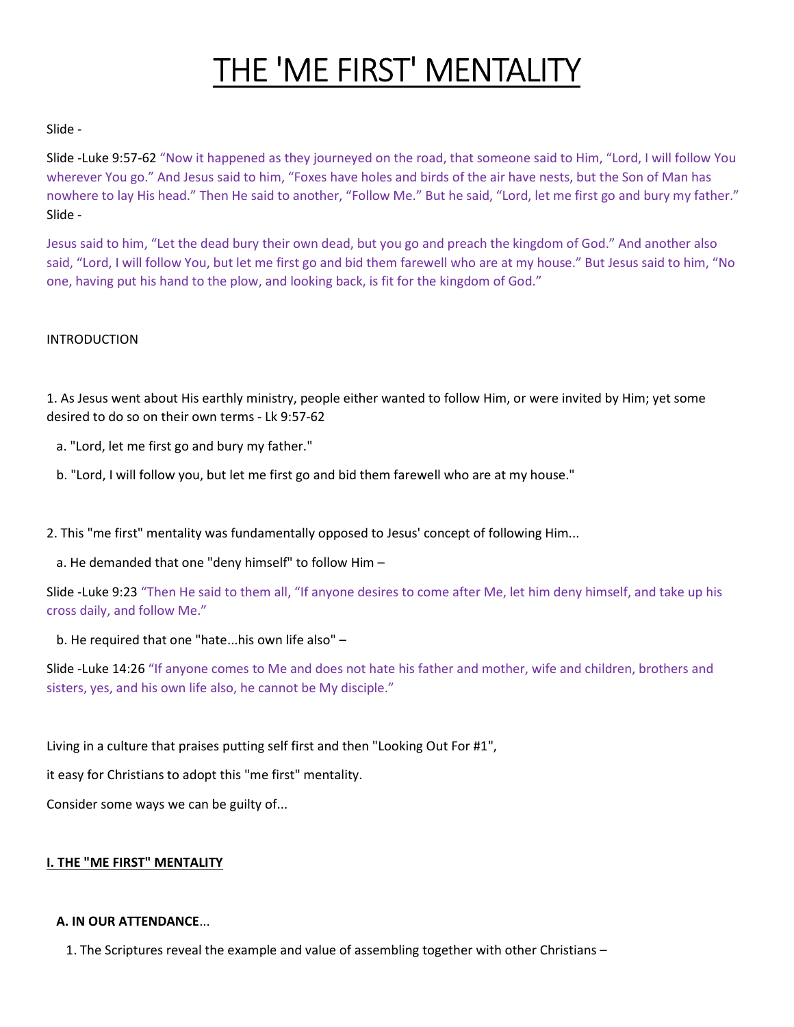# THE 'ME FIRST' MENTALITY

Slide -

Slide -Luke 9:57-62 "Now it happened as they journeyed on the road, that someone said to Him, "Lord, I will follow You wherever You go." And Jesus said to him, "Foxes have holes and birds of the air have nests, but the Son of Man has nowhere to lay His head." Then He said to another, "Follow Me." But he said, "Lord, let me first go and bury my father."
Slide -

Jesus said to him, "Let the dead bury their own dead, but you go and preach the kingdom of God." And another also said, "Lord, I will follow You, but let me first go and bid them farewell who are at my house." But Jesus said to him, "No one, having put his hand to the plow, and looking back, is fit for the kingdom of God."

INTRODUCTION

1. As Jesus went about His earthly ministry, people either wanted to follow Him, or were invited by Him; yet some desired to do so on their own terms - Lk 9:57-62

   a. "Lord, let me first go and bury my father."

   b. "Lord, I will follow you, but let me first go and bid them farewell who are at my house."

2. This "me first" mentality was fundamentally opposed to Jesus' concept of following Him...

   a. He demanded that one "deny himself" to follow Him –

Slide -Luke 9:23 "Then He said to them all, "If anyone desires to come after Me, let him deny himself, and take up his cross daily, and follow Me."

   b. He required that one "hate...his own life also" –

Slide -Luke 14:26 "If anyone comes to Me and does not hate his father and mother, wife and children, brothers and sisters, yes, and his own life also, he cannot be My disciple."

Living in a culture that praises putting self first and then "Looking Out For #1",

it easy for Christians to adopt this "me first" mentality.

Consider some ways we can be guilty of...

## I. THE "ME FIRST" MENTALITY

### A. IN OUR ATTENDANCE...

1. The Scriptures reveal the example and value of assembling together with other Christians –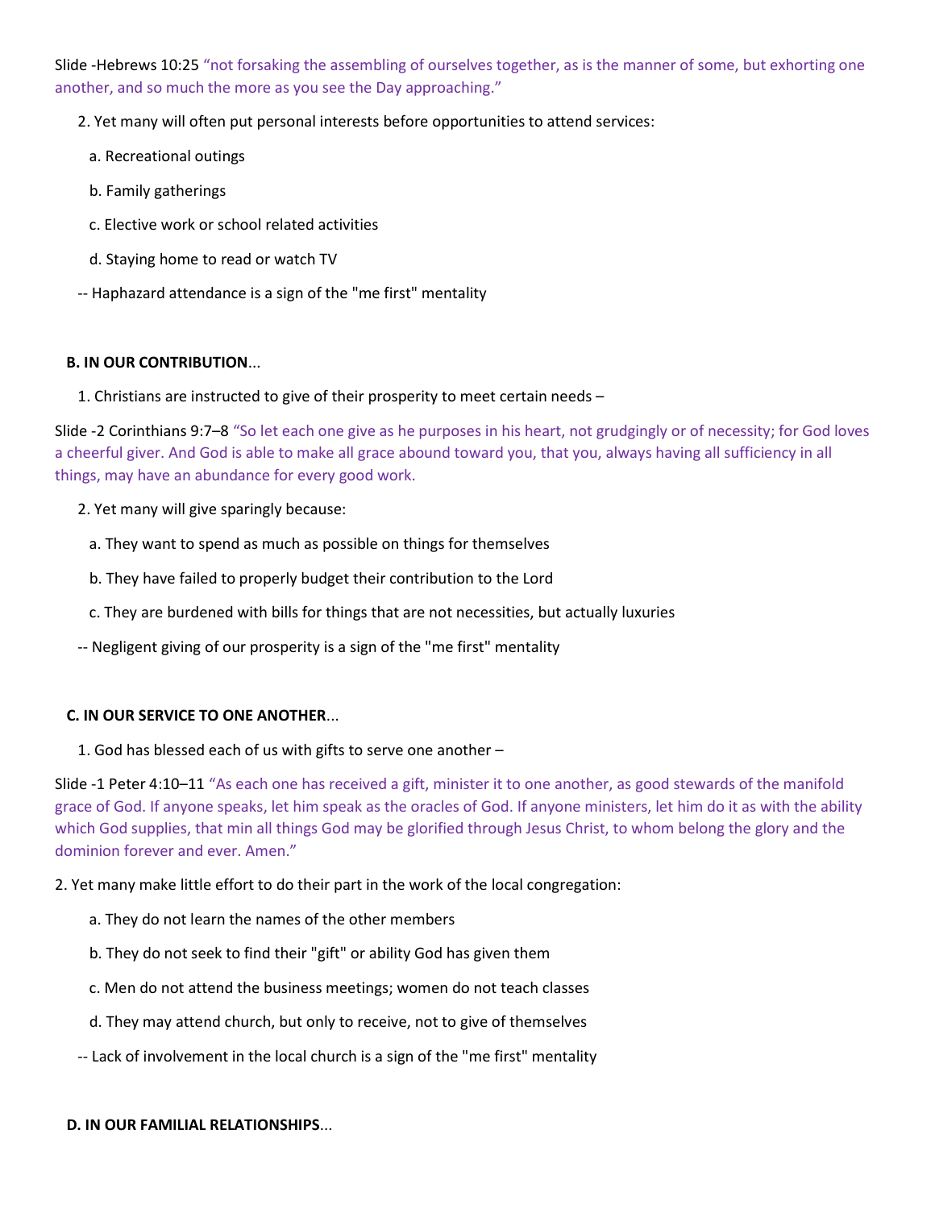Slide -Hebrews 10:25 “not forsaking the assembling of ourselves together, as is the manner of some, but exhorting one another, and so much the more as you see the Day approaching.”

2. Yet many will often put personal interests before opportunities to attend services:

   a. Recreational outings

   b. Family gatherings

   c. Elective work or school related activities

   d. Staying home to read or watch TV

-- Haphazard attendance is a sign of the "me first" mentality

**B. IN OUR CONTRIBUTION**...

1. Christians are instructed to give of their prosperity to meet certain needs –

Slide -2 Corinthians 9:7–8 “So let each one give as he purposes in his heart, not grudgingly or of necessity; for God loves a cheerful giver. And God is able to make all grace abound toward you, that you, always having all sufficiency in all things, may have an abundance for every good work.

2. Yet many will give sparingly because:

   a. They want to spend as much as possible on things for themselves

   b. They have failed to properly budget their contribution to the Lord

   c. They are burdened with bills for things that are not necessities, but actually luxuries

-- Negligent giving of our prosperity is a sign of the "me first" mentality

**C. IN OUR SERVICE TO ONE ANOTHER**...

1. God has blessed each of us with gifts to serve one another –

Slide -1 Peter 4:10–11 “As each one has received a gift, minister it to one another, as good stewards of the manifold grace of God. If anyone speaks, let him speak as the oracles of God. If anyone ministers, let him do it as with the ability which God supplies, that min all things God may be glorified through Jesus Christ, to whom belong the glory and the dominion forever and ever. Amen.”

2. Yet many make little effort to do their part in the work of the local congregation:

   a. They do not learn the names of the other members

   b. They do not seek to find their "gift" or ability God has given them

   c. Men do not attend the business meetings; women do not teach classes

   d. They may attend church, but only to receive, not to give of themselves

-- Lack of involvement in the local church is a sign of the "me first" mentality

**D. IN OUR FAMILIAL RELATIONSHIPS**...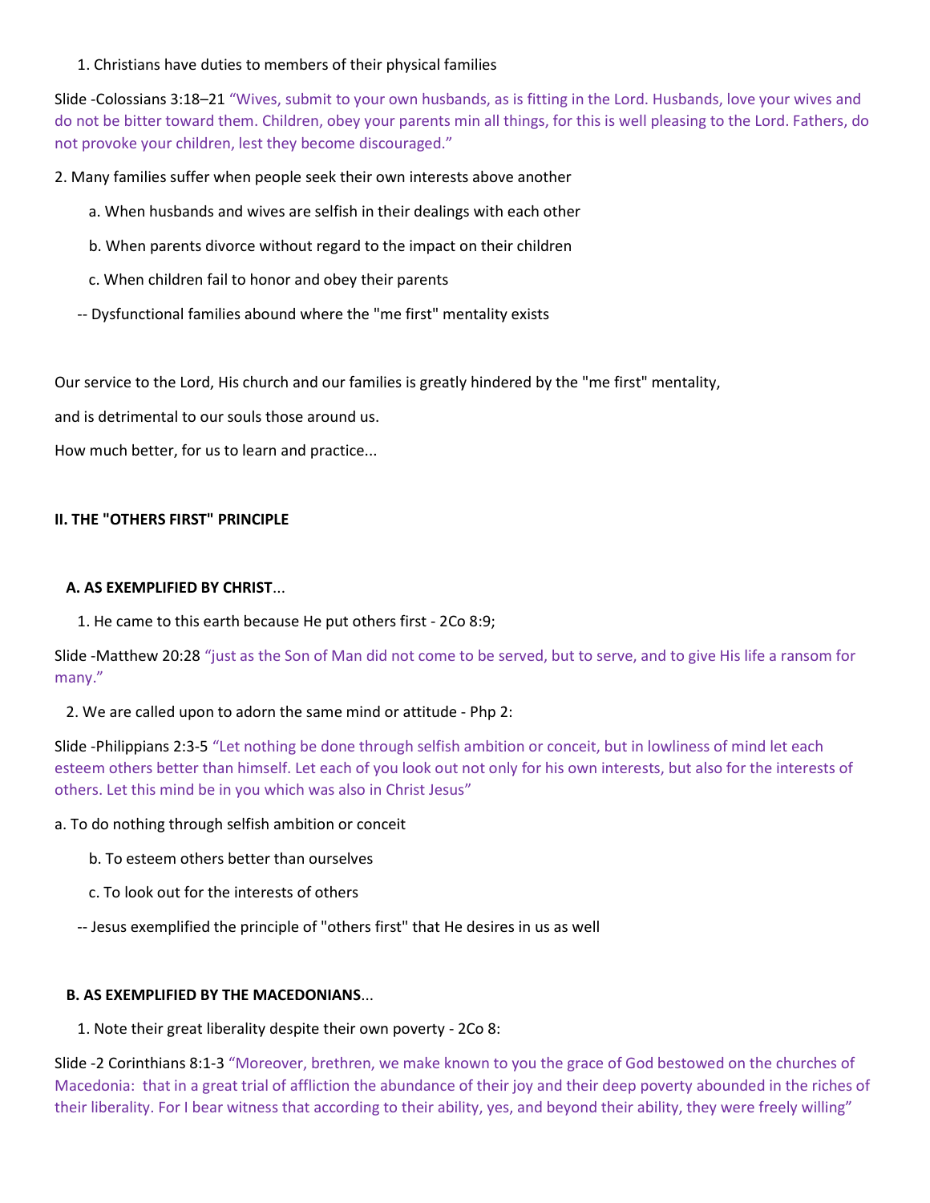1. Christians have duties to members of their physical families

Slide -Colossians 3:18–21 “Wives, submit to your own husbands, as is fitting in the Lord. Husbands, love your wives and do not be bitter toward them. Children, obey your parents min all things, for this is well pleasing to the Lord. Fathers, do not provoke your children, lest they become discouraged.”

2. Many families suffer when people seek their own interests above another

   a. When husbands and wives are selfish in their dealings with each other

   b. When parents divorce without regard to the impact on their children

   c. When children fail to honor and obey their parents

-- Dysfunctional families abound where the "me first" mentality exists

Our service to the Lord, His church and our families is greatly hindered by the "me first" mentality,

and is detrimental to our souls those around us.

How much better, for us to learn and practice...

**II. THE "OTHERS FIRST" PRINCIPLE**

**A. AS EXEMPLIFIED BY CHRIST**...

1. He came to this earth because He put others first - 2Co 8:9;

Slide -Matthew 20:28 “just as the Son of Man did not come to be served, but to serve, and to give His life a ransom for many.”

2. We are called upon to adorn the same mind or attitude - Php 2:

Slide -Philippians 2:3-5 “Let nothing be done through selfish ambition or conceit, but in lowliness of mind let each esteem others better than himself. Let each of you look out not only for his own interests, but also for the interests of others. Let this mind be in you which was also in Christ Jesus”

a. To do nothing through selfish ambition or conceit

   b. To esteem others better than ourselves

   c. To look out for the interests of others

-- Jesus exemplified the principle of "others first" that He desires in us as well

**B. AS EXEMPLIFIED BY THE MACEDONIANS**...

1. Note their great liberality despite their own poverty - 2Co 8:

Slide -2 Corinthians 8:1-3 “Moreover, brethren, we make known to you the grace of God bestowed on the churches of Macedonia: that in a great trial of affliction the abundance of their joy and their deep poverty abounded in the riches of their liberality. For I bear witness that according to their ability, yes, and beyond their ability, they were freely willing”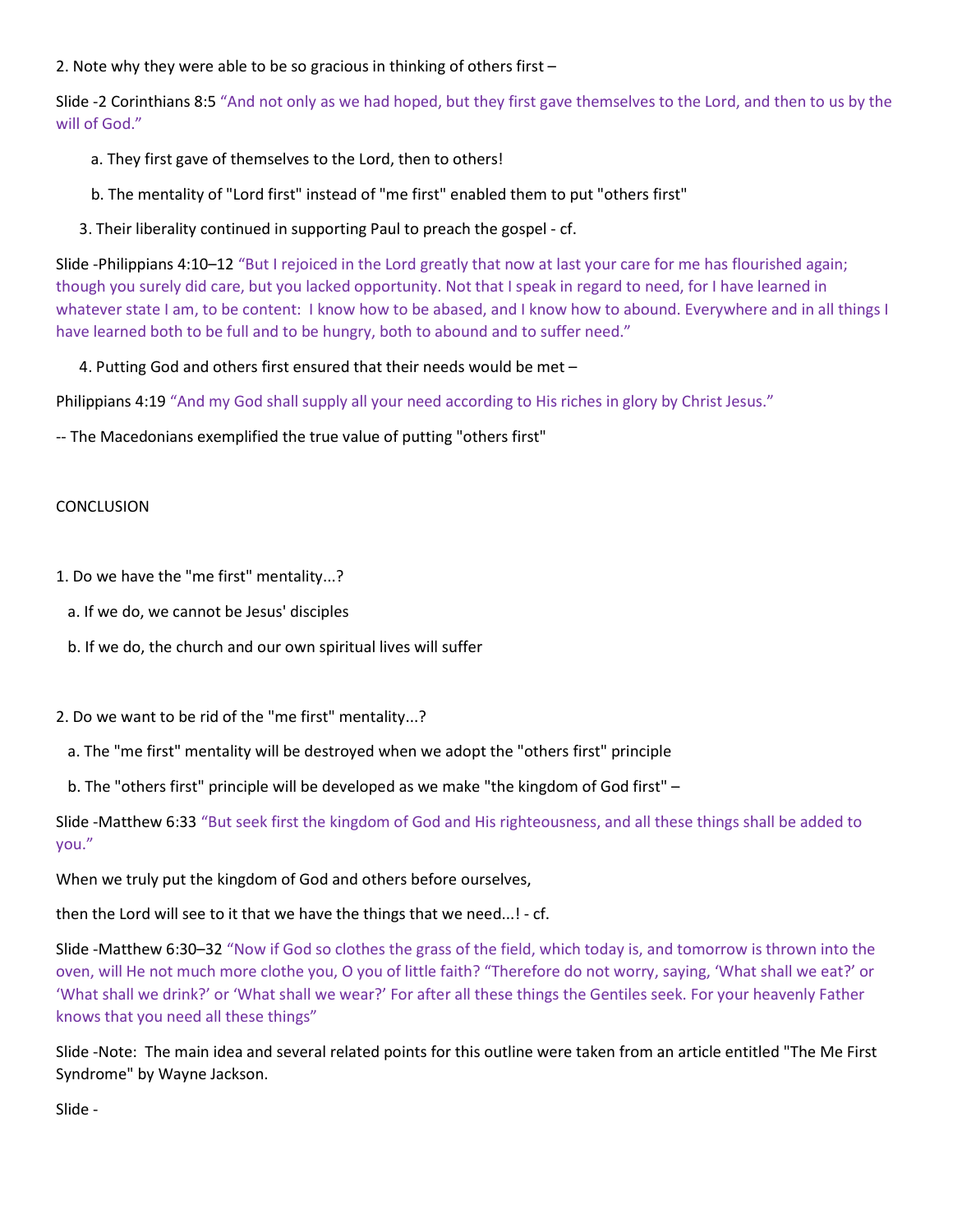2. Note why they were able to be so gracious in thinking of others first –

Slide -2 Corinthians 8:5 "And not only as we had hoped, but they first gave themselves to the Lord, and then to us by the will of God."

a. They first gave of themselves to the Lord, then to others!

b. The mentality of "Lord first" instead of "me first" enabled them to put "others first"

3. Their liberality continued in supporting Paul to preach the gospel - cf.

Slide -Philippians 4:10–12 "But I rejoiced in the Lord greatly that now at last your care for me has flourished again; though you surely did care, but you lacked opportunity. Not that I speak in regard to need, for I have learned in whatever state I am, to be content: I know how to be abased, and I know how to abound. Everywhere and in all things I have learned both to be full and to be hungry, both to abound and to suffer need."

4. Putting God and others first ensured that their needs would be met –

Philippians 4:19 "And my God shall supply all your need according to His riches in glory by Christ Jesus."

-- The Macedonians exemplified the true value of putting "others first"

CONCLUSION

1. Do we have the "me first" mentality...?

a. If we do, we cannot be Jesus' disciples

b. If we do, the church and our own spiritual lives will suffer

2. Do we want to be rid of the "me first" mentality...?

a. The "me first" mentality will be destroyed when we adopt the "others first" principle

b. The "others first" principle will be developed as we make "the kingdom of God first" –

Slide -Matthew 6:33 "But seek first the kingdom of God and His righteousness, and all these things shall be added to you."

When we truly put the kingdom of God and others before ourselves,

then the Lord will see to it that we have the things that we need...! - cf.

Slide -Matthew 6:30–32 "Now if God so clothes the grass of the field, which today is, and tomorrow is thrown into the oven, will He not much more clothe you, O you of little faith? "Therefore do not worry, saying, 'What shall we eat?' or 'What shall we drink?' or 'What shall we wear?' For after all these things the Gentiles seek. For your heavenly Father knows that you need all these things"

Slide -Note: The main idea and several related points for this outline were taken from an article entitled "The Me First Syndrome" by Wayne Jackson.

Slide -